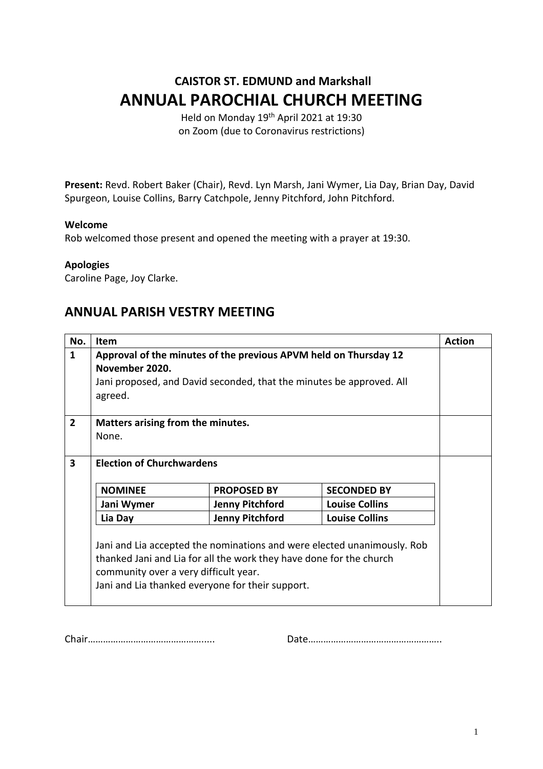**CAISTOR ST. EDMUND and Markshall**

# ANNUAL PAROCHIAL CHURCH MEETING

Held on Monday 19th April 2021 at 19:30
on Zoom (due to Coronavirus restrictions)

**Present:** Revd. Robert Baker (Chair), Revd. Lyn Marsh, Jani Wymer, Lia Day, Brian Day, David Spurgeon, Louise Collins, Barry Catchpole, Jenny Pitchford, John Pitchford.

**Welcome**
Rob welcomed those present and opened the meeting with a prayer at 19:30.

**Apologies**
Caroline Page, Joy Clarke.

## ANNUAL PARISH VESTRY MEETING

| No. | Item | Action |
|---|---|---|
| 1 | **Approval of the minutes of the previous APVM held on Thursday 12 November 2020.** Jani proposed, and David seconded, that the minutes be approved. All agreed. | |
| 2 | **Matters arising from the minutes.** None. | |
| 3 | **Election of Churchwardens** | |

| NOMINEE | PROPOSED BY | SECONDED BY |
|---|---|---|
| **Jani Wymer** | **Jenny Pitchford** | **Louise Collins** |
| **Lia Day** | **Jenny Pitchford** | **Louise Collins** |

Jani and Lia accepted the nominations and were elected unanimously. Rob thanked Jani and Lia for all the work they have done for the church community over a very difficult year.
Jani and Lia thanked everyone for their support.

Chair………………………………………..... Date…………………………………………..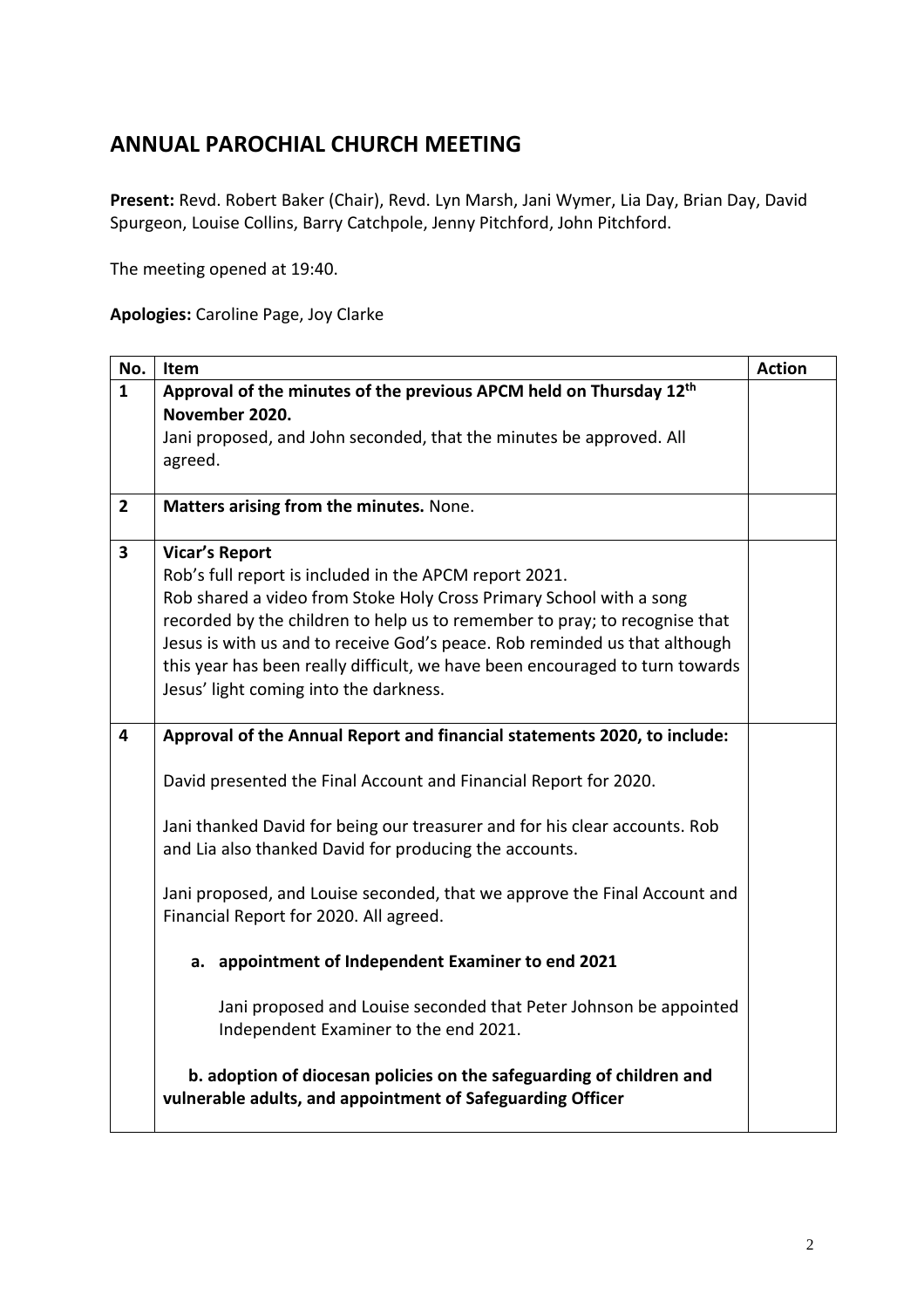## ANNUAL PAROCHIAL CHURCH MEETING

**Present:** Revd. Robert Baker (Chair), Revd. Lyn Marsh, Jani Wymer, Lia Day, Brian Day, David Spurgeon, Louise Collins, Barry Catchpole, Jenny Pitchford, John Pitchford.

The meeting opened at 19:40.

**Apologies:** Caroline Page, Joy Clarke

| No. | Item | Action |
|---|---|---|
| **1** | **Approval of the minutes of the previous APCM held on Thursday 12th November 2020.**<br>Jani proposed, and John seconded, that the minutes be approved. All agreed. | |
| **2** | **Matters arising from the minutes.** None. | |
| **3** | **Vicar's Report**<br>Rob's full report is included in the APCM report 2021.<br>Rob shared a video from Stoke Holy Cross Primary School with a song recorded by the children to help us to remember to pray; to recognise that Jesus is with us and to receive God's peace. Rob reminded us that although this year has been really difficult, we have been encouraged to turn towards Jesus' light coming into the darkness. | |
| **4** | **Approval of the Annual Report and financial statements 2020, to include:**<br><br>David presented the Final Account and Financial Report for 2020.<br><br>Jani thanked David for being our treasurer and for his clear accounts. Rob and Lia also thanked David for producing the accounts.<br><br>Jani proposed, and Louise seconded, that we approve the Final Account and Financial Report for 2020. All agreed.<br><br>**a. appointment of Independent Examiner to end 2021**<br><br>Jani proposed and Louise seconded that Peter Johnson be appointed Independent Examiner to the end 2021.<br><br>**b. adoption of diocesan policies on the safeguarding of children and vulnerable adults, and appointment of Safeguarding Officer** | |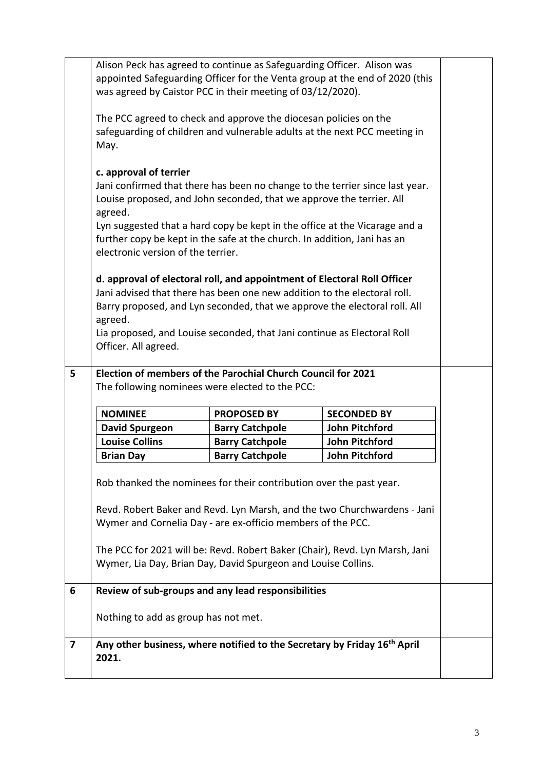Alison Peck has agreed to continue as Safeguarding Officer. Alison was appointed Safeguarding Officer for the Venta group at the end of 2020 (this was agreed by Caistor PCC in their meeting of 03/12/2020).

The PCC agreed to check and approve the diocesan policies on the safeguarding of children and vulnerable adults at the next PCC meeting in May.

**c. approval of terrier**

Jani confirmed that there has been no change to the terrier since last year. Louise proposed, and John seconded, that we approve the terrier. All agreed.

Lyn suggested that a hard copy be kept in the office at the Vicarage and a further copy be kept in the safe at the church. In addition, Jani has an electronic version of the terrier.

**d. approval of electoral roll, and appointment of Electoral Roll Officer**

Jani advised that there has been one new addition to the electoral roll. Barry proposed, and Lyn seconded, that we approve the electoral roll. All agreed.

Lia proposed, and Louise seconded, that Jani continue as Electoral Roll Officer. All agreed.

**5 Election of members of the Parochial Church Council for 2021**

The following nominees were elected to the PCC:

| NOMINEE | PROPOSED BY | SECONDED BY |
|---|---|---|
| **David Spurgeon** | **Barry Catchpole** | **John Pitchford** |
| **Louise Collins** | **Barry Catchpole** | **John Pitchford** |
| **Brian Day** | **Barry Catchpole** | **John Pitchford** |

Rob thanked the nominees for their contribution over the past year.

Revd. Robert Baker and Revd. Lyn Marsh, and the two Churchwardens - Jani Wymer and Cornelia Day - are ex-officio members of the PCC.

The PCC for 2021 will be: Revd. Robert Baker (Chair), Revd. Lyn Marsh, Jani Wymer, Lia Day, Brian Day, David Spurgeon and Louise Collins.

**6 Review of sub-groups and any lead responsibilities**

Nothing to add as group has not met.

**7 Any other business, where notified to the Secretary by Friday 16th April 2021.**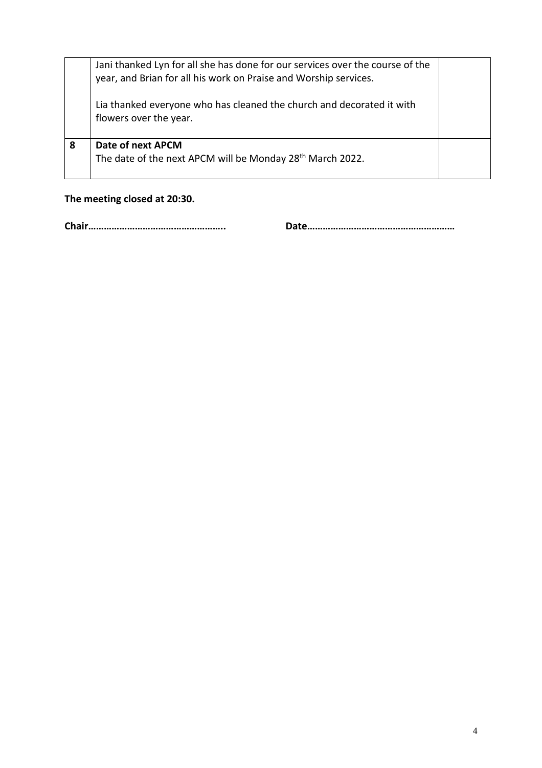| | | |
|---|---|---|
| | Jani thanked Lyn for all she has done for our services over the course of the year, and Brian for all his work on Praise and Worship services.<br><br>Lia thanked everyone who has cleaned the church and decorated it with flowers over the year. | |
| **8** | **Date of next APCM**<br>The date of the next APCM will be Monday 28th March 2022. | |

**The meeting closed at 20:30.**

**Chair…………………………………………..** **Date………………………………………………**